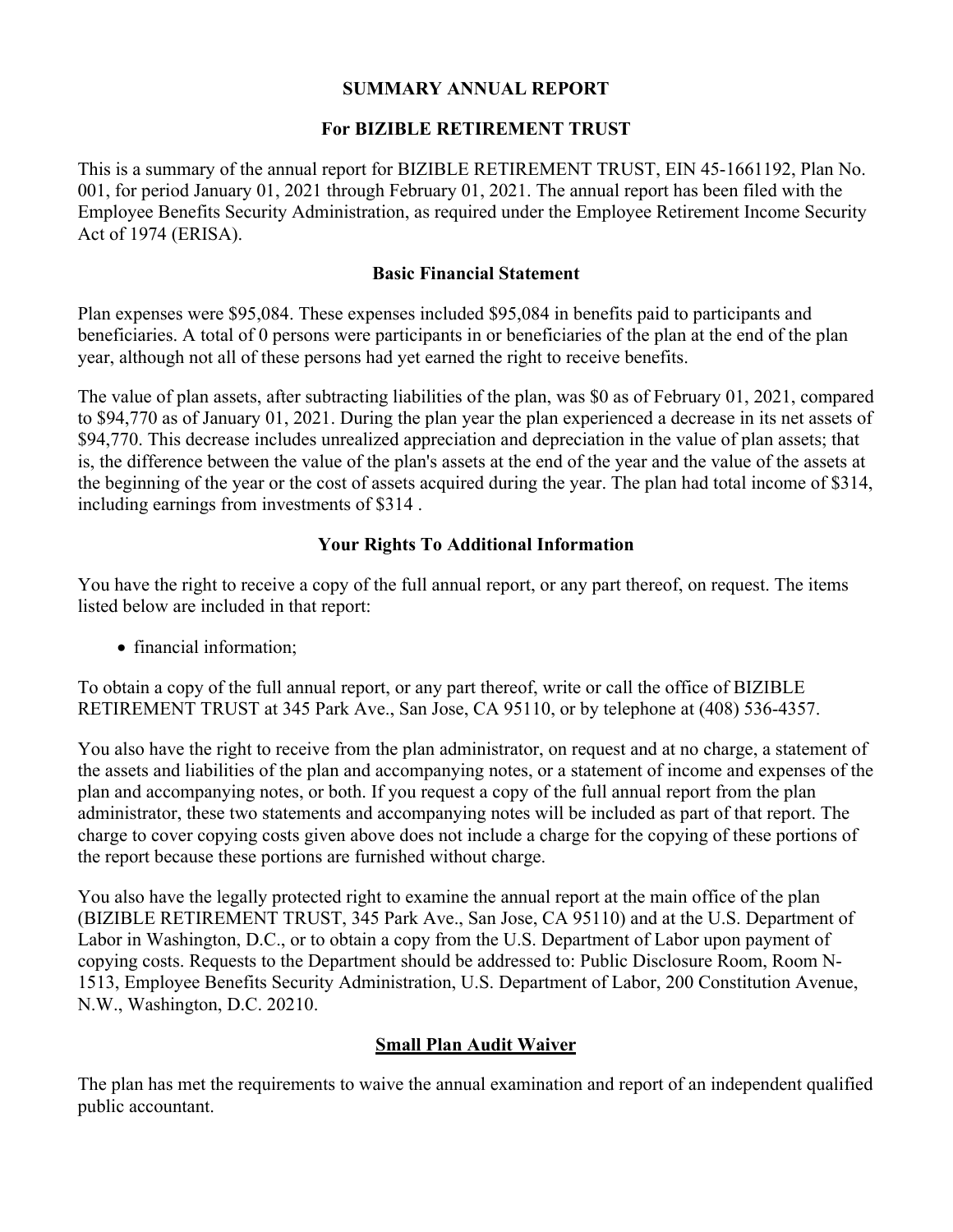# SUMMARY ANNUAL REPORT

## For BIZIBLE RETIREMENT TRUST

This is a summary of the annual report for BIZIBLE RETIREMENT TRUST, EIN 45-1661192, Plan No. 001, for period January 01, 2021 through February 01, 2021. The annual report has been filed with the Employee Benefits Security Administration, as required under the Employee Retirement Income Security Act of 1974 (ERISA).

### Basic Financial Statement

Plan expenses were $95,084. These expenses included $95,084 in benefits paid to participants and beneficiaries. A total of 0 persons were participants in or beneficiaries of the plan at the end of the plan year, although not all of these persons had yet earned the right to receive benefits.

The value of plan assets, after subtracting liabilities of the plan, was $0 as of February 01, 2021, compared to $94,770 as of January 01, 2021. During the plan year the plan experienced a decrease in its net assets of $94,770. This decrease includes unrealized appreciation and depreciation in the value of plan assets; that is, the difference between the value of the plan's assets at the end of the year and the value of the assets at the beginning of the year or the cost of assets acquired during the year. The plan had total income of $314, including earnings from investments of $314 .

### Your Rights To Additional Information

You have the right to receive a copy of the full annual report, or any part thereof, on request. The items listed below are included in that report:

- financial information;

To obtain a copy of the full annual report, or any part thereof, write or call the office of BIZIBLE RETIREMENT TRUST at 345 Park Ave., San Jose, CA 95110, or by telephone at (408) 536-4357.

You also have the right to receive from the plan administrator, on request and at no charge, a statement of the assets and liabilities of the plan and accompanying notes, or a statement of income and expenses of the plan and accompanying notes, or both. If you request a copy of the full annual report from the plan administrator, these two statements and accompanying notes will be included as part of that report. The charge to cover copying costs given above does not include a charge for the copying of these portions of the report because these portions are furnished without charge.

You also have the legally protected right to examine the annual report at the main office of the plan (BIZIBLE RETIREMENT TRUST, 345 Park Ave., San Jose, CA 95110) and at the U.S. Department of Labor in Washington, D.C., or to obtain a copy from the U.S. Department of Labor upon payment of copying costs. Requests to the Department should be addressed to: Public Disclosure Room, Room N-1513, Employee Benefits Security Administration, U.S. Department of Labor, 200 Constitution Avenue, N.W., Washington, D.C. 20210.

### Small Plan Audit Waiver

The plan has met the requirements to waive the annual examination and report of an independent qualified public accountant.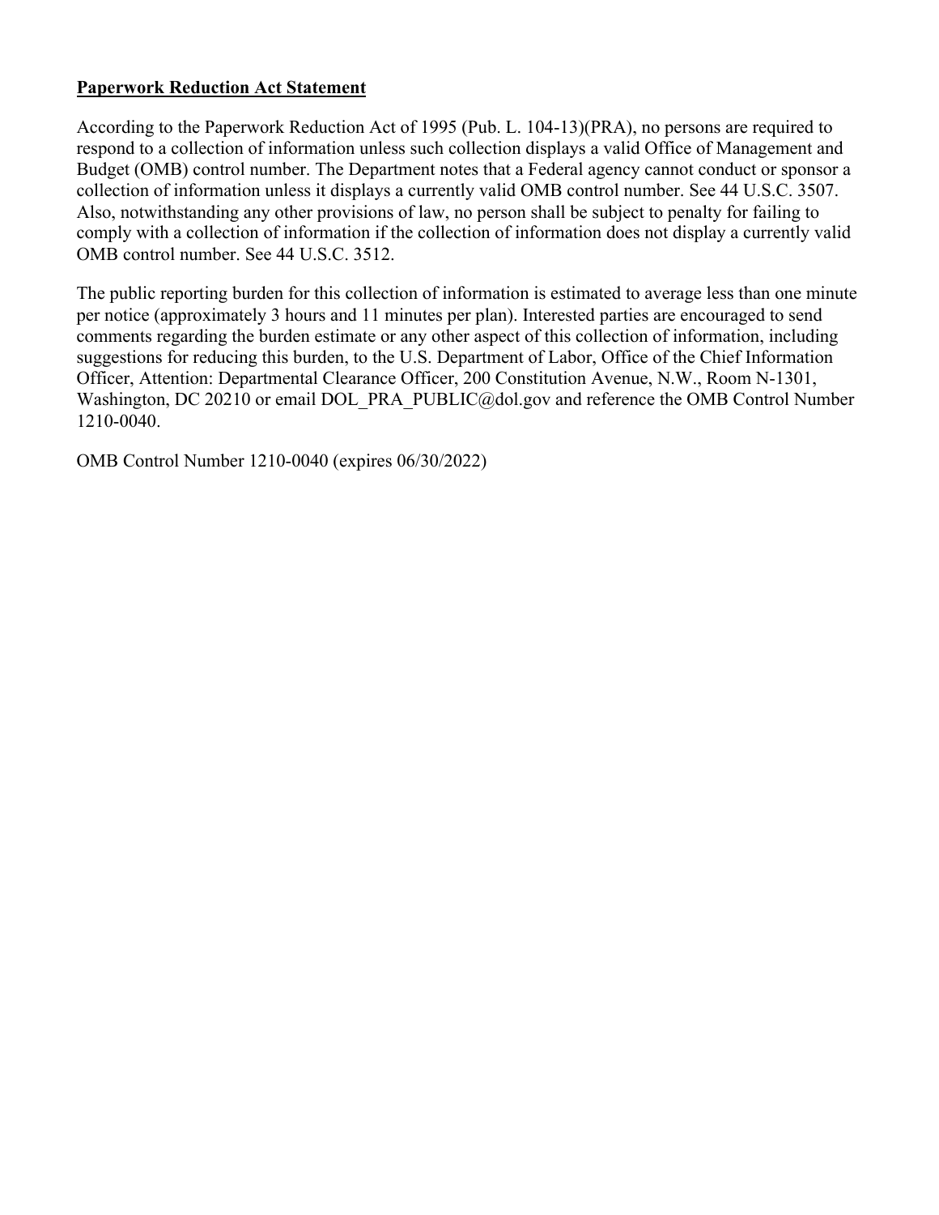**Paperwork Reduction Act Statement**

According to the Paperwork Reduction Act of 1995 (Pub. L. 104-13)(PRA), no persons are required to respond to a collection of information unless such collection displays a valid Office of Management and Budget (OMB) control number. The Department notes that a Federal agency cannot conduct or sponsor a collection of information unless it displays a currently valid OMB control number. See 44 U.S.C. 3507. Also, notwithstanding any other provisions of law, no person shall be subject to penalty for failing to comply with a collection of information if the collection of information does not display a currently valid OMB control number. See 44 U.S.C. 3512.

The public reporting burden for this collection of information is estimated to average less than one minute per notice (approximately 3 hours and 11 minutes per plan). Interested parties are encouraged to send comments regarding the burden estimate or any other aspect of this collection of information, including suggestions for reducing this burden, to the U.S. Department of Labor, Office of the Chief Information Officer, Attention: Departmental Clearance Officer, 200 Constitution Avenue, N.W., Room N-1301, Washington, DC 20210 or email DOL_PRA_PUBLIC@dol.gov and reference the OMB Control Number 1210-0040.

OMB Control Number 1210-0040 (expires 06/30/2022)